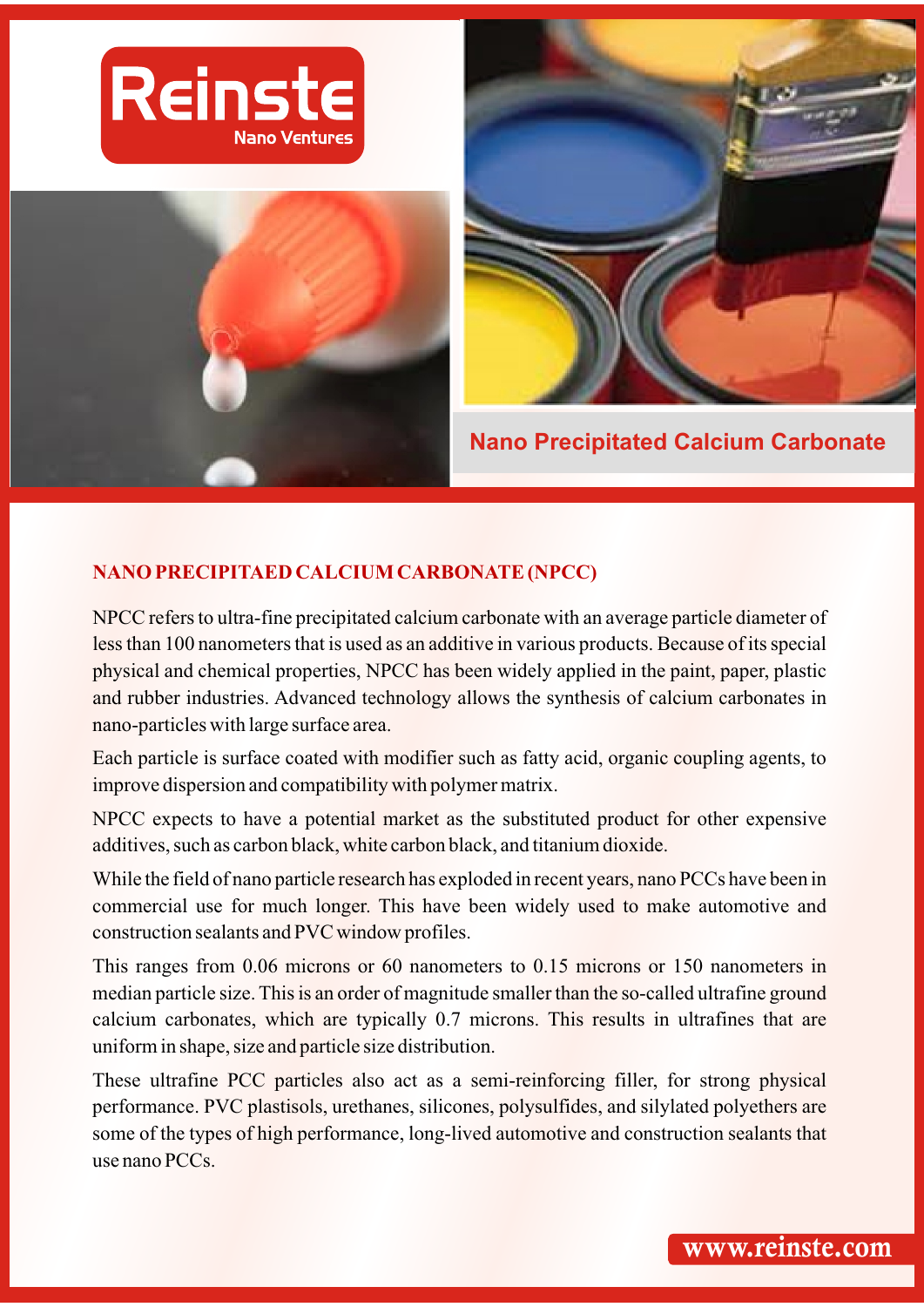Reinste
Nano Ventures

# Nano Precipitated Calcium Carbonate

## NANO PRECIPITAED CALCIUM CARBONATE (NPCC)

NPCC refers to ultra-fine precipitated calcium carbonate with an average particle diameter of less than 100 nanometers that is used as an additive in various products. Because of its special physical and chemical properties, NPCC has been widely applied in the paint, paper, plastic and rubber industries. Advanced technology allows the synthesis of calcium carbonates in nano-particles with large surface area.

Each particle is surface coated with modifier such as fatty acid, organic coupling agents, to improve dispersion and compatibility with polymer matrix.

NPCC expects to have a potential market as the substituted product for other expensive additives, such as carbon black, white carbon black, and titanium dioxide.

While the field of nano particle research has exploded in recent years, nano PCCs have been in commercial use for much longer. This have been widely used to make automotive and construction sealants and PVC window profiles.

This ranges from 0.06 microns or 60 nanometers to 0.15 microns or 150 nanometers in median particle size. This is an order of magnitude smaller than the so-called ultrafine ground calcium carbonates, which are typically 0.7 microns. This results in ultrafines that are uniform in shape, size and particle size distribution.

These ultrafine PCC particles also act as a semi-reinforcing filler, for strong physical performance. PVC plastisols, urethanes, silicones, polysulfides, and silylated polyethers are some of the types of high performance, long-lived automotive and construction sealants that use nano PCCs.

www.reinste.com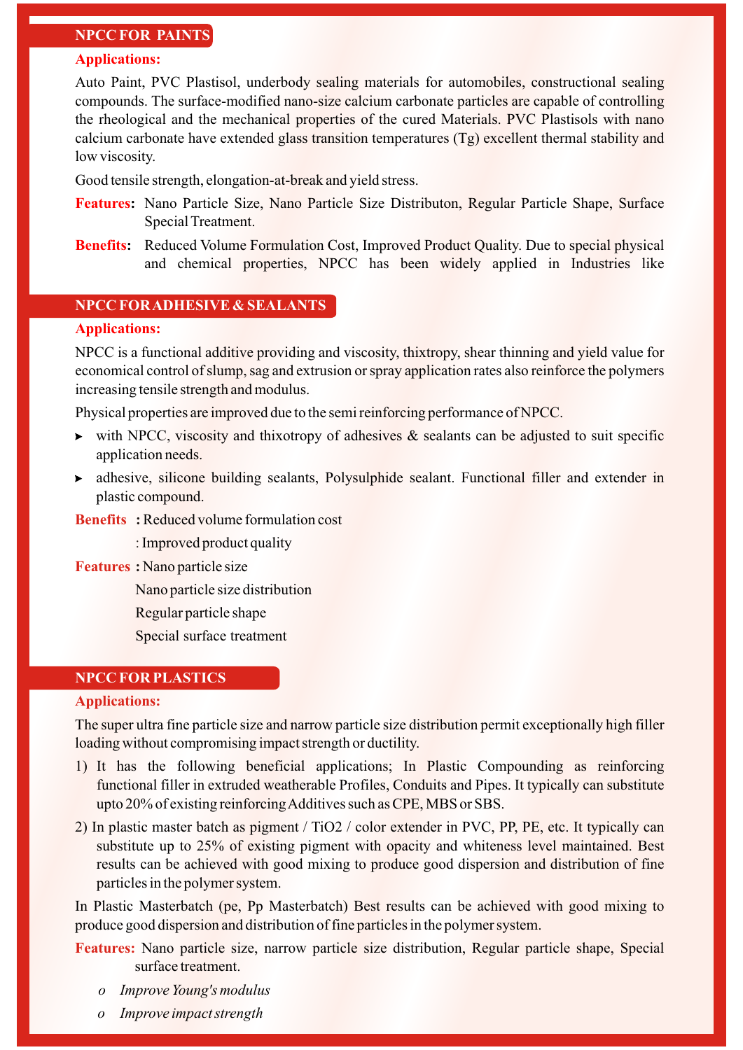## NPCC FOR PAINTS

**Applications:**

Auto Paint, PVC Plastisol, underbody sealing materials for automobiles, constructional sealing compounds. The surface-modified nano-size calcium carbonate particles are capable of controlling the rheological and the mechanical properties of the cured Materials. PVC Plastisols with nano calcium carbonate have extended glass transition temperatures (Tg) excellent thermal stability and low viscosity.

Good tensile strength, elongation-at-break and yield stress.

**Features:** Nano Particle Size, Nano Particle Size Distributon, Regular Particle Shape, Surface Special Treatment.

**Benefits:** Reduced Volume Formulation Cost, Improved Product Quality. Due to special physical and chemical properties, NPCC has been widely applied in Industries like

## NPCC FOR ADHESIVE & SEALANTS

**Applications:**

NPCC is a functional additive providing and viscosity, thixtropy, shear thinning and yield value for economical control of slump, sag and extrusion or spray application rates also reinforce the polymers increasing tensile strength and modulus.

Physical properties are improved due to the semi reinforcing performance of NPCC.

- with NPCC, viscosity and thixotropy of adhesives & sealants can be adjusted to suit specific application needs.
- adhesive, silicone building sealants, Polysulphide sealant. Functional filler and extender in plastic compound.

**Benefits** : Reduced volume formulation cost

: Improved product quality

**Features** : Nano particle size

Nano particle size distribution

Regular particle shape

Special surface treatment

## NPCC FOR PLASTICS

**Applications:**

The super ultra fine particle size and narrow particle size distribution permit exceptionally high filler loading without compromising impact strength or ductility.

1) It has the following beneficial applications; In Plastic Compounding as reinforcing functional filler in extruded weatherable Profiles, Conduits and Pipes. It typically can substitute upto 20% of existing reinforcing Additives such as CPE, MBS or SBS.
2) In plastic master batch as pigment / TiO2 / color extender in PVC, PP, PE, etc. It typically can substitute up to 25% of existing pigment with opacity and whiteness level maintained. Best results can be achieved with good mixing to produce good dispersion and distribution of fine particles in the polymer system.

In Plastic Masterbatch (pe, Pp Masterbatch) Best results can be achieved with good mixing to produce good dispersion and distribution of fine particles in the polymer system.

**Features:** Nano particle size, narrow particle size distribution, Regular particle shape, Special surface treatment.

- *Improve Young's modulus*
- *Improve impact strength*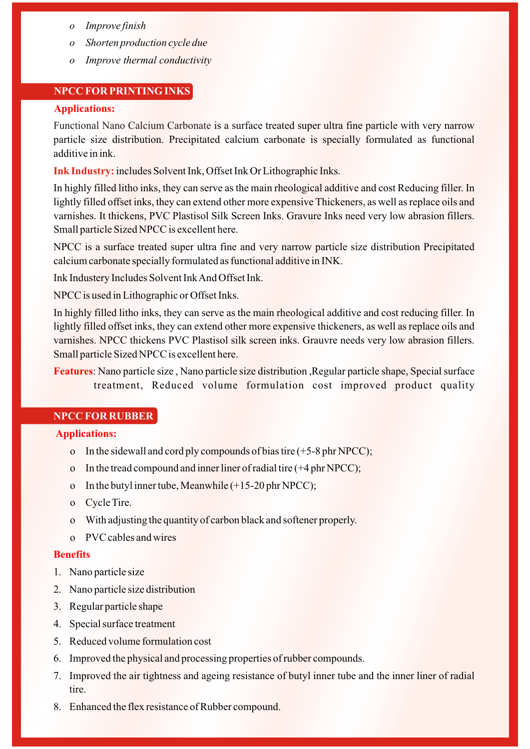- *Improve finish*
- *Shorten production cycle due*
- *Improve thermal conductivity*

## NPCC FOR PRINTING INKS

**Applications:**

Functional Nano Calcium Carbonate is a surface treated super ultra fine particle with very narrow particle size distribution. Precipitated calcium carbonate is specially formulated as functional additive in ink.

**Ink Industry:** includes Solvent Ink, Offset Ink Or Lithographic Inks.

In highly filled litho inks, they can serve as the main rheological additive and cost Reducing filler. In lightly filled offset inks, they can extend other more expensive Thickeners, as well as replace oils and varnishes. It thickens, PVC Plastisol Silk Screen Inks. Gravure Inks need very low abrasion fillers. Small particle Sized NPCC is excellent here.

NPCC is a surface treated super ultra fine and very narrow particle size distribution Precipitated calcium carbonate specially formulated as functional additive in INK.

Ink Industery Includes Solvent Ink And Offset Ink.

NPCC is used in Lithographic or Offset Inks.

In highly filled litho inks, they can serve as the main rheological additive and cost reducing filler. In lightly filled offset inks, they can extend other more expensive thickeners, as well as replace oils and varnishes. NPCC thickens PVC Plastisol silk screen inks. Grauvre needs very low abrasion fillers. Small particle Sized NPCC is excellent here.

**Features**: Nano particle size , Nano particle size distribution ,Regular particle shape, Special surface treatment, Reduced volume formulation cost improved product quality

## NPCC FOR RUBBER

**Applications:**

- In the sidewall and cord ply compounds of bias tire (+5-8 phr NPCC);
- In the tread compound and inner liner of radial tire (+4 phr NPCC);
- In the butyl inner tube, Meanwhile (+15-20 phr NPCC);
- Cycle Tire.
- With adjusting the quantity of carbon black and softener properly.
- PVC cables and wires

**Benefits**

1. Nano particle size
2. Nano particle size distribution
3. Regular particle shape
4. Special surface treatment
5. Reduced volume formulation cost
6. Improved the physical and processing properties of rubber compounds.
7. Improved the air tightness and ageing resistance of butyl inner tube and the inner liner of radial tire.
8. Enhanced the flex resistance of Rubber compound.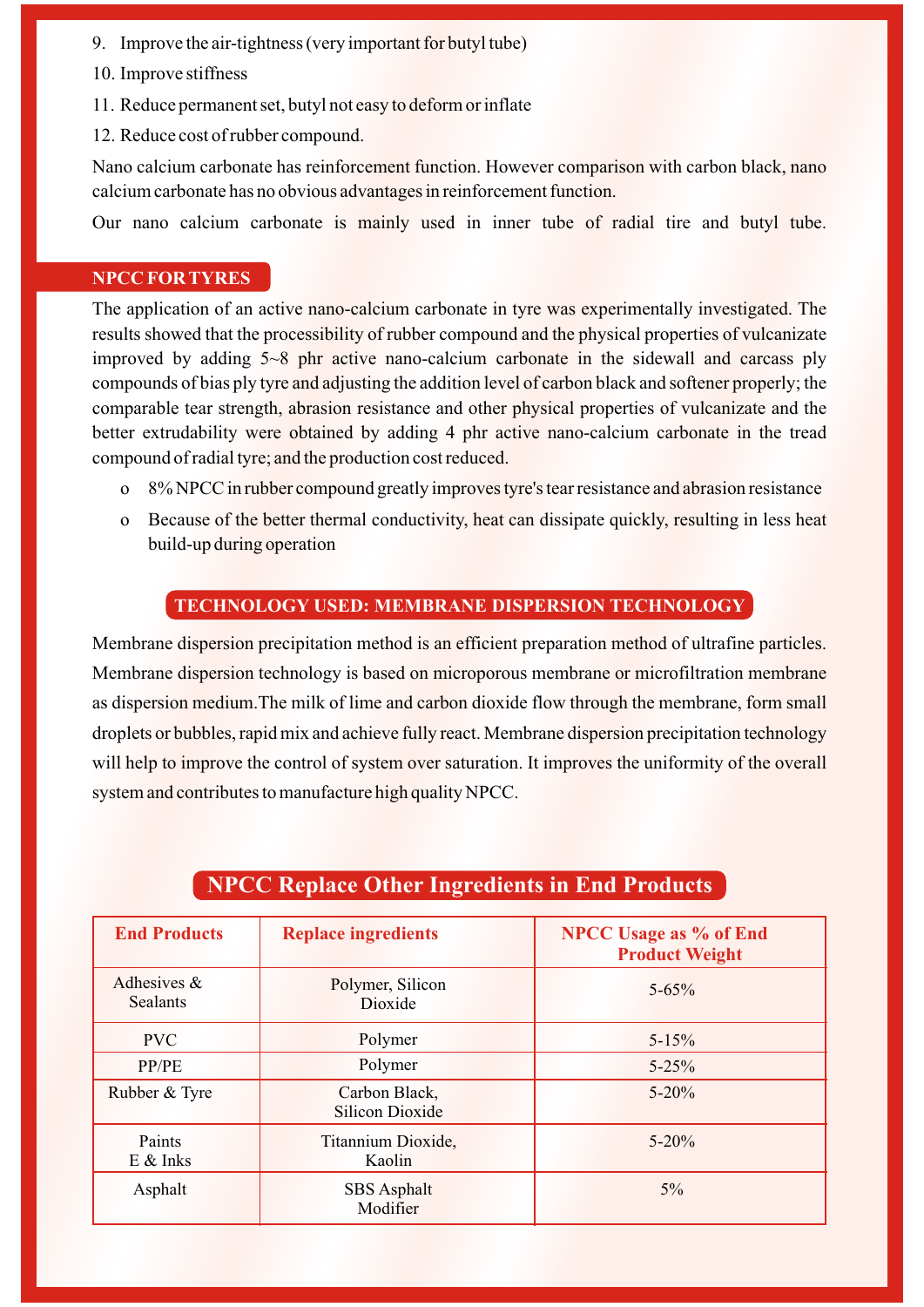9. Improve the air-tightness (very important for butyl tube)
10. Improve stiffness
11. Reduce permanent set, butyl not easy to deform or inflate
12. Reduce cost of rubber compound.

Nano calcium carbonate has reinforcement function. However comparison with carbon black, nano calcium carbonate has no obvious advantages in reinforcement function.

Our nano calcium carbonate is mainly used in inner tube of radial tire and butyl tube.

## NPCC FOR TYRES

The application of an active nano-calcium carbonate in tyre was experimentally investigated. The results showed that the processibility of rubber compound and the physical properties of vulcanizate improved by adding 5~8 phr active nano-calcium carbonate in the sidewall and carcass ply compounds of bias ply tyre and adjusting the addition level of carbon black and softener properly; the comparable tear strength, abrasion resistance and other physical properties of vulcanizate and the better extrudability were obtained by adding 4 phr active nano-calcium carbonate in the tread compound of radial tyre; and the production cost reduced.

- 8% NPCC in rubber compound greatly improves tyre's tear resistance and abrasion resistance
- Because of the better thermal conductivity, heat can dissipate quickly, resulting in less heat build-up during operation

## TECHNOLOGY USED: MEMBRANE DISPERSION TECHNOLOGY

Membrane dispersion precipitation method is an efficient preparation method of ultrafine particles. Membrane dispersion technology is based on microporous membrane or microfiltration membrane as dispersion medium.The milk of lime and carbon dioxide flow through the membrane, form small droplets or bubbles, rapid mix and achieve fully react. Membrane dispersion precipitation technology will help to improve the control of system over saturation. It improves the uniformity of the overall system and contributes to manufacture high quality NPCC.

## NPCC Replace Other Ingredients in End Products

| End Products | Replace ingredients | NPCC Usage as % of End Product Weight |
|---|---|---|
| Adhesives & Sealants | Polymer, Silicon Dioxide | 5-65% |
| PVC | Polymer | 5-15% |
| PP/PE | Polymer | 5-25% |
| Rubber & Tyre | Carbon Black, Silicon Dioxide | 5-20% |
| Paints E & Inks | Titannium Dioxide, Kaolin | 5-20% |
| Asphalt | SBS Asphalt Modifier | 5% |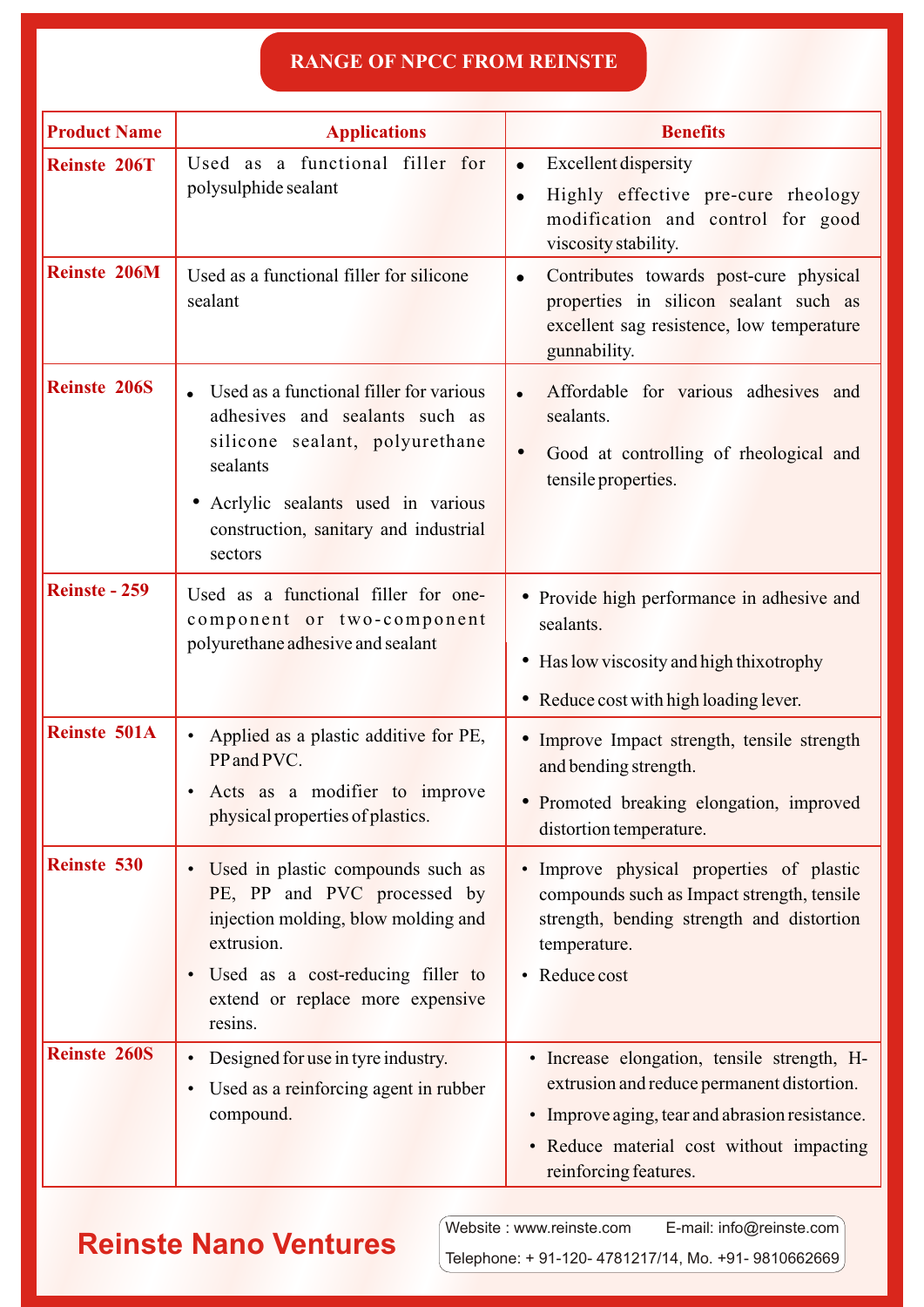# RANGE OF NPCC FROM REINSTE

| Product Name | Applications | Benefits |
|---|---|---|
| **Reinste 206T** | Used as a functional filler for polysulphide sealant | • Excellent dispersity<br>• Highly effective pre-cure rheology modification and control for good viscosity stability. |
| **Reinste 206M** | Used as a functional filler for silicone sealant | • Contributes towards post-cure physical properties in silicon sealant such as excellent sag resistence, low temperature gunnability. |
| **Reinste 206S** | • Used as a functional filler for various adhesives and sealants such as silicone sealant, polyurethane sealants<br>• Acrlylic sealants used in various construction, sanitary and industrial sectors | • Affordable for various adhesives and sealants.<br>• Good at controlling of rheological and tensile properties. |
| **Reinste - 259** | Used as a functional filler for one-component or two-component polyurethane adhesive and sealant | • Provide high performance in adhesive and sealants.<br>• Has low viscosity and high thixotrophy<br>• Reduce cost with high loading lever. |
| **Reinste 501A** | • Applied as a plastic additive for PE, PP and PVC.<br>• Acts as a modifier to improve physical properties of plastics. | • Improve Impact strength, tensile strength and bending strength.<br>• Promoted breaking elongation, improved distortion temperature. |
| **Reinste 530** | • Used in plastic compounds such as PE, PP and PVC processed by injection molding, blow molding and extrusion.<br>• Used as a cost-reducing filler to extend or replace more expensive resins. | • Improve physical properties of plastic compounds such as Impact strength, tensile strength, bending strength and distortion temperature.<br>• Reduce cost |
| **Reinste 260S** | • Designed for use in tyre industry.<br>• Used as a reinforcing agent in rubber compound. | • Increase elongation, tensile strength, H-extrusion and reduce permanent distortion.<br>• Improve aging, tear and abrasion resistance.<br>• Reduce material cost without impacting reinforcing features. |

## Reinste Nano Ventures

Website : www.reinste.com E-mail: info@reinste.com

Telephone: + 91-120- 4781217/14, Mo. +91- 9810662669